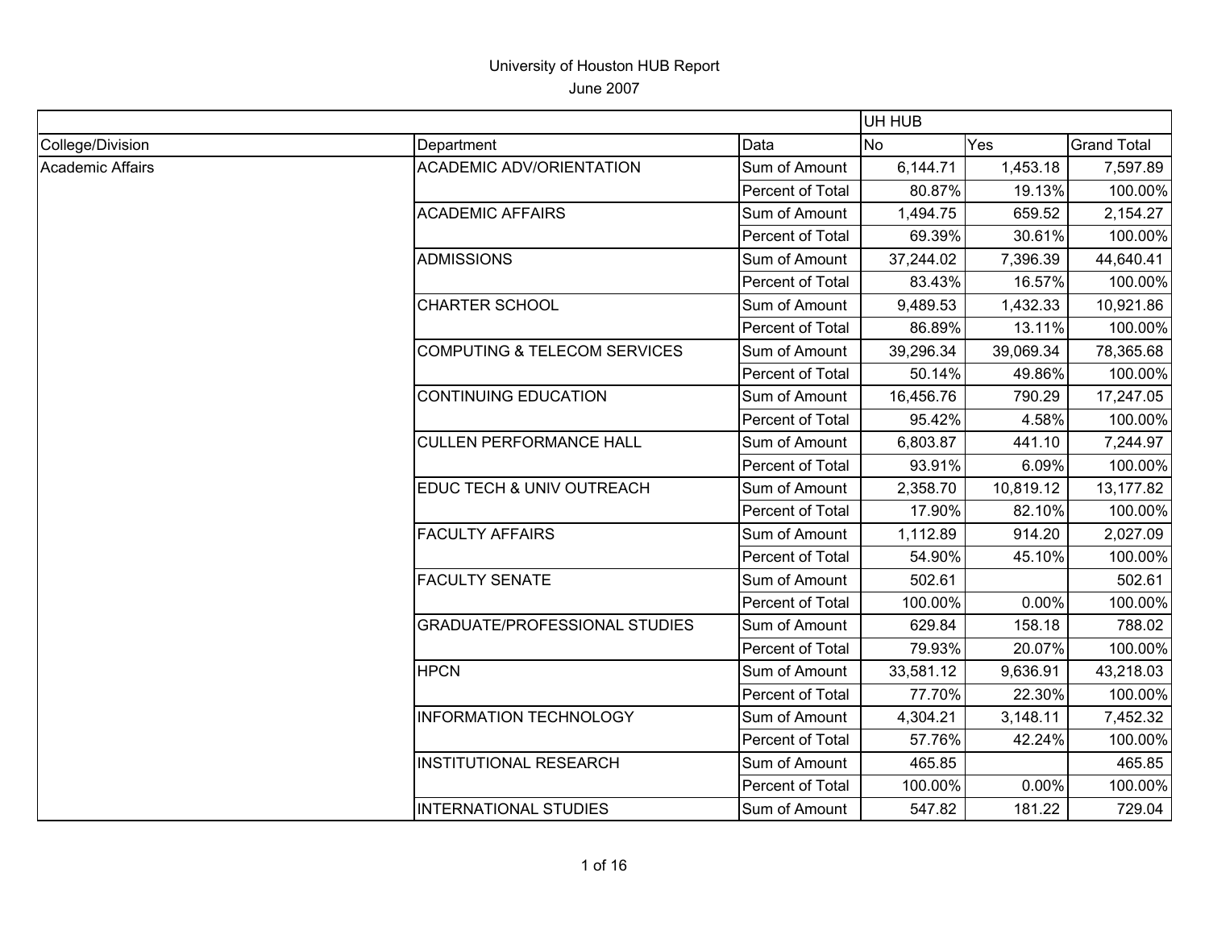University of Houston HUB Report
June 2007

| | | | UH HUB | | |
|---|---|---|---|---|---|
| College/Division | Department | Data | No | Yes | Grand Total |
| Academic Affairs | ACADEMIC ADV/ORIENTATION | Sum of Amount | 6,144.71 | 1,453.18 | 7,597.89 |
| | | Percent of Total | 80.87% | 19.13% | 100.00% |
| | ACADEMIC AFFAIRS | Sum of Amount | 1,494.75 | 659.52 | 2,154.27 |
| | | Percent of Total | 69.39% | 30.61% | 100.00% |
| | ADMISSIONS | Sum of Amount | 37,244.02 | 7,396.39 | 44,640.41 |
| | | Percent of Total | 83.43% | 16.57% | 100.00% |
| | CHARTER SCHOOL | Sum of Amount | 9,489.53 | 1,432.33 | 10,921.86 |
| | | Percent of Total | 86.89% | 13.11% | 100.00% |
| | COMPUTING & TELECOM SERVICES | Sum of Amount | 39,296.34 | 39,069.34 | 78,365.68 |
| | | Percent of Total | 50.14% | 49.86% | 100.00% |
| | CONTINUING EDUCATION | Sum of Amount | 16,456.76 | 790.29 | 17,247.05 |
| | | Percent of Total | 95.42% | 4.58% | 100.00% |
| | CULLEN PERFORMANCE HALL | Sum of Amount | 6,803.87 | 441.10 | 7,244.97 |
| | | Percent of Total | 93.91% | 6.09% | 100.00% |
| | EDUC TECH & UNIV OUTREACH | Sum of Amount | 2,358.70 | 10,819.12 | 13,177.82 |
| | | Percent of Total | 17.90% | 82.10% | 100.00% |
| | FACULTY AFFAIRS | Sum of Amount | 1,112.89 | 914.20 | 2,027.09 |
| | | Percent of Total | 54.90% | 45.10% | 100.00% |
| | FACULTY SENATE | Sum of Amount | 502.61 | | 502.61 |
| | | Percent of Total | 100.00% | 0.00% | 100.00% |
| | GRADUATE/PROFESSIONAL STUDIES | Sum of Amount | 629.84 | 158.18 | 788.02 |
| | | Percent of Total | 79.93% | 20.07% | 100.00% |
| | HPCN | Sum of Amount | 33,581.12 | 9,636.91 | 43,218.03 |
| | | Percent of Total | 77.70% | 22.30% | 100.00% |
| | INFORMATION TECHNOLOGY | Sum of Amount | 4,304.21 | 3,148.11 | 7,452.32 |
| | | Percent of Total | 57.76% | 42.24% | 100.00% |
| | INSTITUTIONAL RESEARCH | Sum of Amount | 465.85 | | 465.85 |
| | | Percent of Total | 100.00% | 0.00% | 100.00% |
| | INTERNATIONAL STUDIES | Sum of Amount | 547.82 | 181.22 | 729.04 |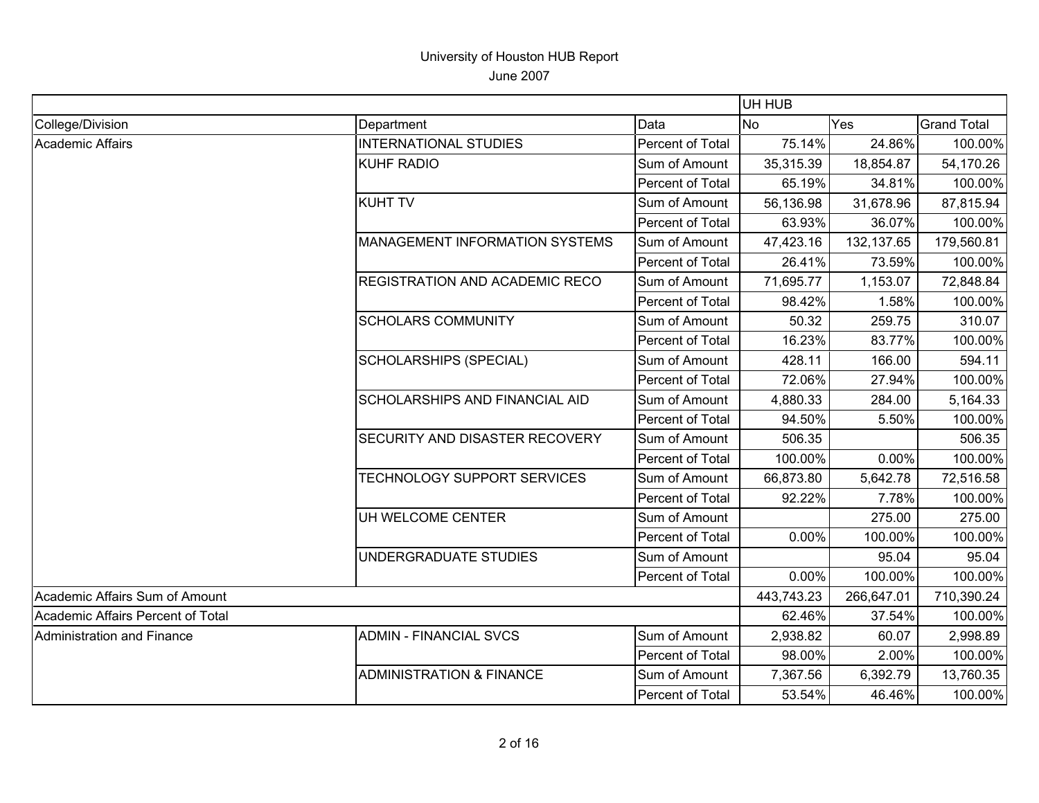University of Houston HUB Report

June 2007

| | | | UH HUB | | |
|---|---|---|---|---|---|
| College/Division | Department | Data | No | Yes | Grand Total |
| Academic Affairs | INTERNATIONAL STUDIES | Percent of Total | 75.14% | 24.86% | 100.00% |
| | KUHF RADIO | Sum of Amount | 35,315.39 | 18,854.87 | 54,170.26 |
| | | Percent of Total | 65.19% | 34.81% | 100.00% |
| | KUHT TV | Sum of Amount | 56,136.98 | 31,678.96 | 87,815.94 |
| | | Percent of Total | 63.93% | 36.07% | 100.00% |
| | MANAGEMENT INFORMATION SYSTEMS | Sum of Amount | 47,423.16 | 132,137.65 | 179,560.81 |
| | | Percent of Total | 26.41% | 73.59% | 100.00% |
| | REGISTRATION AND ACADEMIC RECO | Sum of Amount | 71,695.77 | 1,153.07 | 72,848.84 |
| | | Percent of Total | 98.42% | 1.58% | 100.00% |
| | SCHOLARS COMMUNITY | Sum of Amount | 50.32 | 259.75 | 310.07 |
| | | Percent of Total | 16.23% | 83.77% | 100.00% |
| | SCHOLARSHIPS (SPECIAL) | Sum of Amount | 428.11 | 166.00 | 594.11 |
| | | Percent of Total | 72.06% | 27.94% | 100.00% |
| | SCHOLARSHIPS AND FINANCIAL AID | Sum of Amount | 4,880.33 | 284.00 | 5,164.33 |
| | | Percent of Total | 94.50% | 5.50% | 100.00% |
| | SECURITY AND DISASTER RECOVERY | Sum of Amount | 506.35 | | 506.35 |
| | | Percent of Total | 100.00% | 0.00% | 100.00% |
| | TECHNOLOGY SUPPORT SERVICES | Sum of Amount | 66,873.80 | 5,642.78 | 72,516.58 |
| | | Percent of Total | 92.22% | 7.78% | 100.00% |
| | UH WELCOME CENTER | Sum of Amount | | 275.00 | 275.00 |
| | | Percent of Total | 0.00% | 100.00% | 100.00% |
| | UNDERGRADUATE STUDIES | Sum of Amount | | 95.04 | 95.04 |
| | | Percent of Total | 0.00% | 100.00% | 100.00% |
| Academic Affairs Sum of Amount | | | 443,743.23 | 266,647.01 | 710,390.24 |
| Academic Affairs Percent of Total | | | 62.46% | 37.54% | 100.00% |
| Administration and Finance | ADMIN - FINANCIAL SVCS | Sum of Amount | 2,938.82 | 60.07 | 2,998.89 |
| | | Percent of Total | 98.00% | 2.00% | 100.00% |
| | ADMINISTRATION & FINANCE | Sum of Amount | 7,367.56 | 6,392.79 | 13,760.35 |
| | | Percent of Total | 53.54% | 46.46% | 100.00% |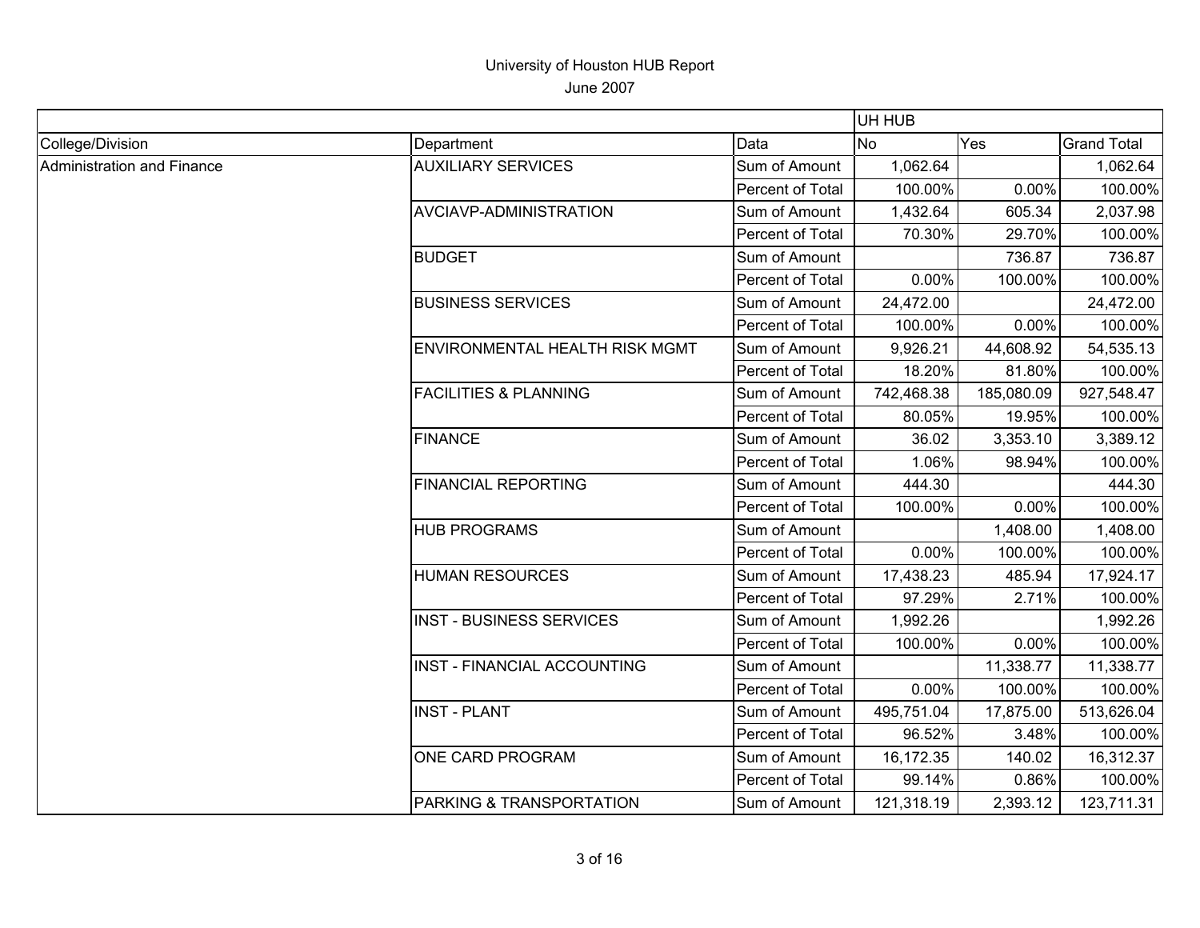University of Houston HUB Report

June 2007

| | | | UH HUB | | |
|---|---|---|---|---|---|
| College/Division | Department | Data | No | Yes | Grand Total |
| Administration and Finance | AUXILIARY SERVICES | Sum of Amount | 1,062.64 | | 1,062.64 |
| | | Percent of Total | 100.00% | 0.00% | 100.00% |
| | AVCIAVP-ADMINISTRATION | Sum of Amount | 1,432.64 | 605.34 | 2,037.98 |
| | | Percent of Total | 70.30% | 29.70% | 100.00% |
| | BUDGET | Sum of Amount | | 736.87 | 736.87 |
| | | Percent of Total | 0.00% | 100.00% | 100.00% |
| | BUSINESS SERVICES | Sum of Amount | 24,472.00 | | 24,472.00 |
| | | Percent of Total | 100.00% | 0.00% | 100.00% |
| | ENVIRONMENTAL HEALTH RISK MGMT | Sum of Amount | 9,926.21 | 44,608.92 | 54,535.13 |
| | | Percent of Total | 18.20% | 81.80% | 100.00% |
| | FACILITIES & PLANNING | Sum of Amount | 742,468.38 | 185,080.09 | 927,548.47 |
| | | Percent of Total | 80.05% | 19.95% | 100.00% |
| | FINANCE | Sum of Amount | 36.02 | 3,353.10 | 3,389.12 |
| | | Percent of Total | 1.06% | 98.94% | 100.00% |
| | FINANCIAL REPORTING | Sum of Amount | 444.30 | | 444.30 |
| | | Percent of Total | 100.00% | 0.00% | 100.00% |
| | HUB PROGRAMS | Sum of Amount | | 1,408.00 | 1,408.00 |
| | | Percent of Total | 0.00% | 100.00% | 100.00% |
| | HUMAN RESOURCES | Sum of Amount | 17,438.23 | 485.94 | 17,924.17 |
| | | Percent of Total | 97.29% | 2.71% | 100.00% |
| | INST - BUSINESS SERVICES | Sum of Amount | 1,992.26 | | 1,992.26 |
| | | Percent of Total | 100.00% | 0.00% | 100.00% |
| | INST - FINANCIAL ACCOUNTING | Sum of Amount | | 11,338.77 | 11,338.77 |
| | | Percent of Total | 0.00% | 100.00% | 100.00% |
| | INST - PLANT | Sum of Amount | 495,751.04 | 17,875.00 | 513,626.04 |
| | | Percent of Total | 96.52% | 3.48% | 100.00% |
| | ONE CARD PROGRAM | Sum of Amount | 16,172.35 | 140.02 | 16,312.37 |
| | | Percent of Total | 99.14% | 0.86% | 100.00% |
| | PARKING & TRANSPORTATION | Sum of Amount | 121,318.19 | 2,393.12 | 123,711.31 |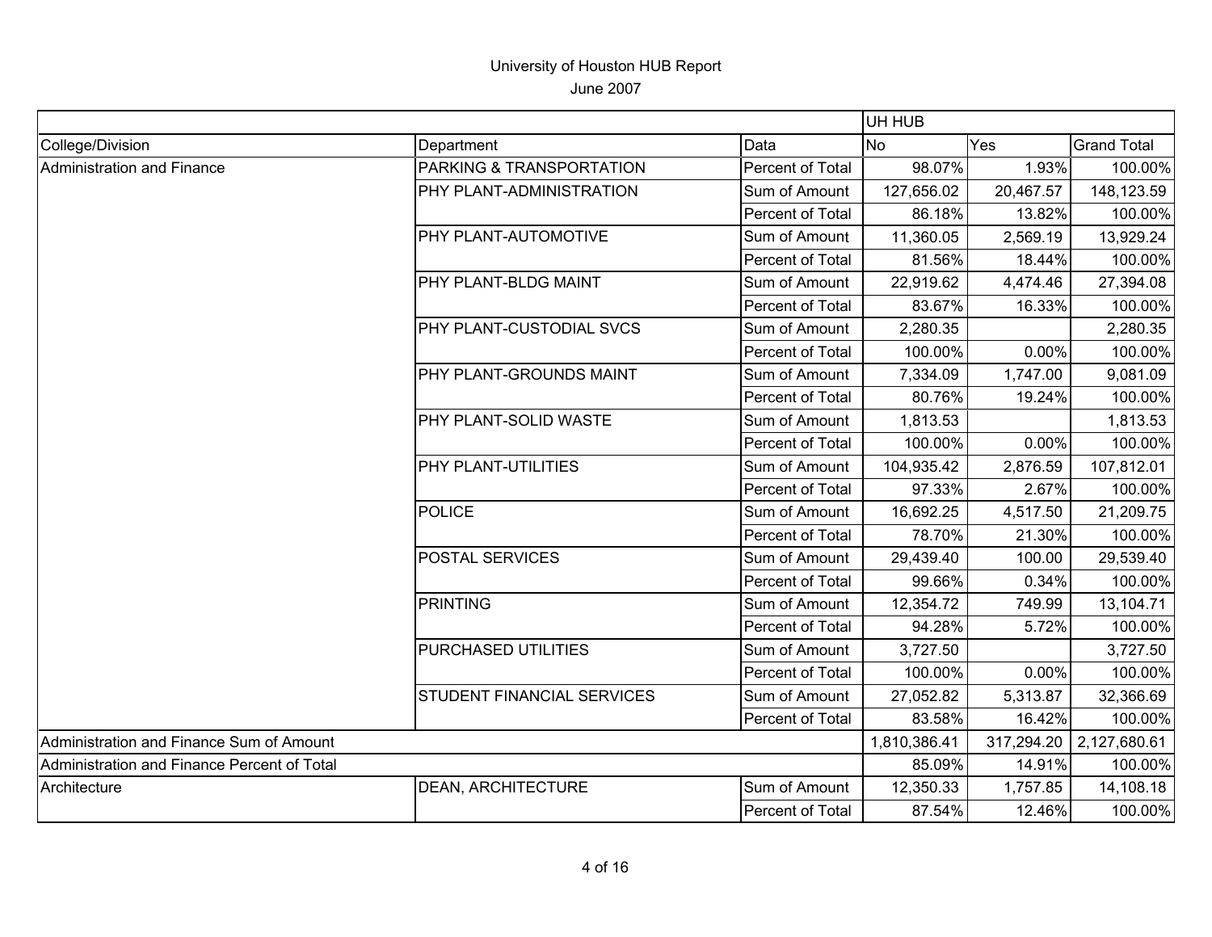University of Houston HUB Report

June 2007

| | | | UH HUB | | |
|---|---|---|---|---|---|
| College/Division | Department | Data | No | Yes | Grand Total |
| Administration and Finance | PARKING & TRANSPORTATION | Percent of Total | 98.07% | 1.93% | 100.00% |
| | PHY PLANT-ADMINISTRATION | Sum of Amount | 127,656.02 | 20,467.57 | 148,123.59 |
| | | Percent of Total | 86.18% | 13.82% | 100.00% |
| | PHY PLANT-AUTOMOTIVE | Sum of Amount | 11,360.05 | 2,569.19 | 13,929.24 |
| | | Percent of Total | 81.56% | 18.44% | 100.00% |
| | PHY PLANT-BLDG MAINT | Sum of Amount | 22,919.62 | 4,474.46 | 27,394.08 |
| | | Percent of Total | 83.67% | 16.33% | 100.00% |
| | PHY PLANT-CUSTODIAL SVCS | Sum of Amount | 2,280.35 | | 2,280.35 |
| | | Percent of Total | 100.00% | 0.00% | 100.00% |
| | PHY PLANT-GROUNDS MAINT | Sum of Amount | 7,334.09 | 1,747.00 | 9,081.09 |
| | | Percent of Total | 80.76% | 19.24% | 100.00% |
| | PHY PLANT-SOLID WASTE | Sum of Amount | 1,813.53 | | 1,813.53 |
| | | Percent of Total | 100.00% | 0.00% | 100.00% |
| | PHY PLANT-UTILITIES | Sum of Amount | 104,935.42 | 2,876.59 | 107,812.01 |
| | | Percent of Total | 97.33% | 2.67% | 100.00% |
| | POLICE | Sum of Amount | 16,692.25 | 4,517.50 | 21,209.75 |
| | | Percent of Total | 78.70% | 21.30% | 100.00% |
| | POSTAL SERVICES | Sum of Amount | 29,439.40 | 100.00 | 29,539.40 |
| | | Percent of Total | 99.66% | 0.34% | 100.00% |
| | PRINTING | Sum of Amount | 12,354.72 | 749.99 | 13,104.71 |
| | | Percent of Total | 94.28% | 5.72% | 100.00% |
| | PURCHASED UTILITIES | Sum of Amount | 3,727.50 | | 3,727.50 |
| | | Percent of Total | 100.00% | 0.00% | 100.00% |
| | STUDENT FINANCIAL SERVICES | Sum of Amount | 27,052.82 | 5,313.87 | 32,366.69 |
| | | Percent of Total | 83.58% | 16.42% | 100.00% |
| Administration and Finance Sum of Amount | | | 1,810,386.41 | 317,294.20 | 2,127,680.61 |
| Administration and Finance Percent of Total | | | 85.09% | 14.91% | 100.00% |
| Architecture | DEAN, ARCHITECTURE | Sum of Amount | 12,350.33 | 1,757.85 | 14,108.18 |
| | | Percent of Total | 87.54% | 12.46% | 100.00% |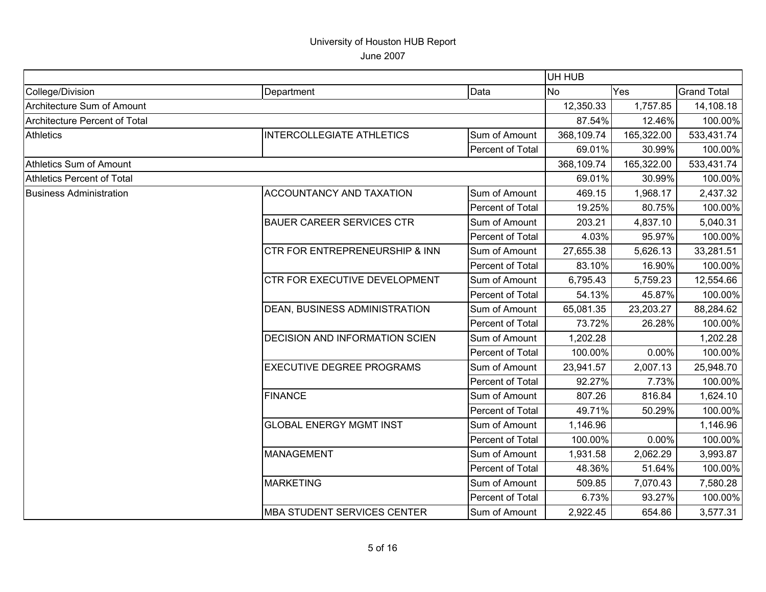# University of Houston HUB Report

June 2007

| | | | UH HUB | | |
|---|---|---|---|---|---|
| College/Division | Department | Data | No | Yes | Grand Total |
| Architecture Sum of Amount | | | 12,350.33 | 1,757.85 | 14,108.18 |
| Architecture Percent of Total | | | 87.54% | 12.46% | 100.00% |
| Athletics | INTERCOLLEGIATE ATHLETICS | Sum of Amount | 368,109.74 | 165,322.00 | 533,431.74 |
| | | Percent of Total | 69.01% | 30.99% | 100.00% |
| Athletics Sum of Amount | | | 368,109.74 | 165,322.00 | 533,431.74 |
| Athletics Percent of Total | | | 69.01% | 30.99% | 100.00% |
| Business Administration | ACCOUNTANCY AND TAXATION | Sum of Amount | 469.15 | 1,968.17 | 2,437.32 |
| | | Percent of Total | 19.25% | 80.75% | 100.00% |
| | BAUER CAREER SERVICES CTR | Sum of Amount | 203.21 | 4,837.10 | 5,040.31 |
| | | Percent of Total | 4.03% | 95.97% | 100.00% |
| | CTR FOR ENTREPRENEURSHIP & INN | Sum of Amount | 27,655.38 | 5,626.13 | 33,281.51 |
| | | Percent of Total | 83.10% | 16.90% | 100.00% |
| | CTR FOR EXECUTIVE DEVELOPMENT | Sum of Amount | 6,795.43 | 5,759.23 | 12,554.66 |
| | | Percent of Total | 54.13% | 45.87% | 100.00% |
| | DEAN, BUSINESS ADMINISTRATION | Sum of Amount | 65,081.35 | 23,203.27 | 88,284.62 |
| | | Percent of Total | 73.72% | 26.28% | 100.00% |
| | DECISION AND INFORMATION SCIEN | Sum of Amount | 1,202.28 | | 1,202.28 |
| | | Percent of Total | 100.00% | 0.00% | 100.00% |
| | EXECUTIVE DEGREE PROGRAMS | Sum of Amount | 23,941.57 | 2,007.13 | 25,948.70 |
| | | Percent of Total | 92.27% | 7.73% | 100.00% |
| | FINANCE | Sum of Amount | 807.26 | 816.84 | 1,624.10 |
| | | Percent of Total | 49.71% | 50.29% | 100.00% |
| | GLOBAL ENERGY MGMT INST | Sum of Amount | 1,146.96 | | 1,146.96 |
| | | Percent of Total | 100.00% | 0.00% | 100.00% |
| | MANAGEMENT | Sum of Amount | 1,931.58 | 2,062.29 | 3,993.87 |
| | | Percent of Total | 48.36% | 51.64% | 100.00% |
| | MARKETING | Sum of Amount | 509.85 | 7,070.43 | 7,580.28 |
| | | Percent of Total | 6.73% | 93.27% | 100.00% |
| | MBA STUDENT SERVICES CENTER | Sum of Amount | 2,922.45 | 654.86 | 3,577.31 |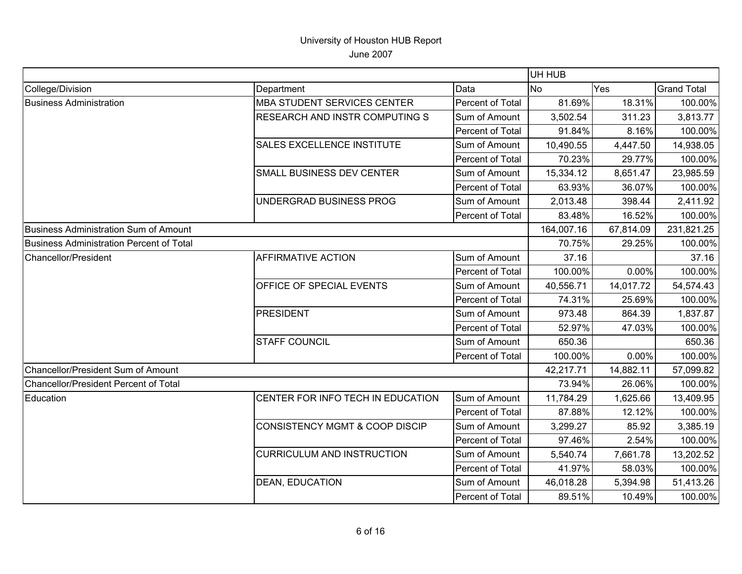# University of Houston HUB Report

June 2007

| | | | UH HUB | | |
|---|---|---|---|---|---|
| College/Division | Department | Data | No | Yes | Grand Total |
| Business Administration | MBA STUDENT SERVICES CENTER | Percent of Total | 81.69% | 18.31% | 100.00% |
| | RESEARCH AND INSTR COMPUTING S | Sum of Amount | 3,502.54 | 311.23 | 3,813.77 |
| | | Percent of Total | 91.84% | 8.16% | 100.00% |
| | SALES EXCELLENCE INSTITUTE | Sum of Amount | 10,490.55 | 4,447.50 | 14,938.05 |
| | | Percent of Total | 70.23% | 29.77% | 100.00% |
| | SMALL BUSINESS DEV CENTER | Sum of Amount | 15,334.12 | 8,651.47 | 23,985.59 |
| | | Percent of Total | 63.93% | 36.07% | 100.00% |
| | UNDERGRAD BUSINESS PROG | Sum of Amount | 2,013.48 | 398.44 | 2,411.92 |
| | | Percent of Total | 83.48% | 16.52% | 100.00% |
| Business Administration Sum of Amount | | | 164,007.16 | 67,814.09 | 231,821.25 |
| Business Administration Percent of Total | | | 70.75% | 29.25% | 100.00% |
| Chancellor/President | AFFIRMATIVE ACTION | Sum of Amount | 37.16 | | 37.16 |
| | | Percent of Total | 100.00% | 0.00% | 100.00% |
| | OFFICE OF SPECIAL EVENTS | Sum of Amount | 40,556.71 | 14,017.72 | 54,574.43 |
| | | Percent of Total | 74.31% | 25.69% | 100.00% |
| | PRESIDENT | Sum of Amount | 973.48 | 864.39 | 1,837.87 |
| | | Percent of Total | 52.97% | 47.03% | 100.00% |
| | STAFF COUNCIL | Sum of Amount | 650.36 | | 650.36 |
| | | Percent of Total | 100.00% | 0.00% | 100.00% |
| Chancellor/President Sum of Amount | | | 42,217.71 | 14,882.11 | 57,099.82 |
| Chancellor/President Percent of Total | | | 73.94% | 26.06% | 100.00% |
| Education | CENTER FOR INFO TECH IN EDUCATION | Sum of Amount | 11,784.29 | 1,625.66 | 13,409.95 |
| | | Percent of Total | 87.88% | 12.12% | 100.00% |
| | CONSISTENCY MGMT & COOP DISCIP | Sum of Amount | 3,299.27 | 85.92 | 3,385.19 |
| | | Percent of Total | 97.46% | 2.54% | 100.00% |
| | CURRICULUM AND INSTRUCTION | Sum of Amount | 5,540.74 | 7,661.78 | 13,202.52 |
| | | Percent of Total | 41.97% | 58.03% | 100.00% |
| | DEAN, EDUCATION | Sum of Amount | 46,018.28 | 5,394.98 | 51,413.26 |
| | | Percent of Total | 89.51% | 10.49% | 100.00% |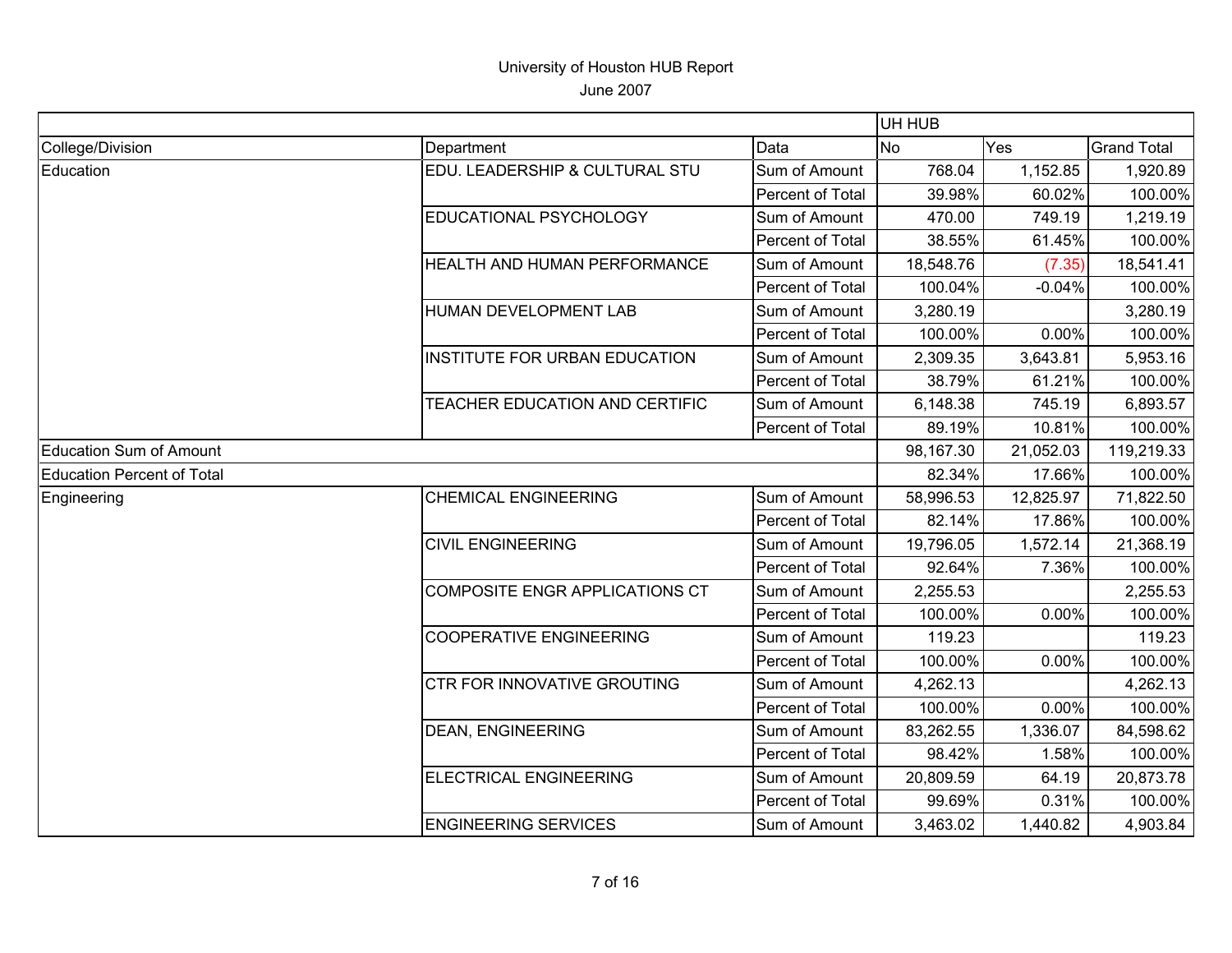University of Houston HUB Report

June 2007

| | | | UH HUB | | |
|---|---|---|---|---|---|
| College/Division | Department | Data | No | Yes | Grand Total |
| Education | EDU. LEADERSHIP & CULTURAL STU | Sum of Amount | 768.04 | 1,152.85 | 1,920.89 |
| | | Percent of Total | 39.98% | 60.02% | 100.00% |
| | EDUCATIONAL PSYCHOLOGY | Sum of Amount | 470.00 | 749.19 | 1,219.19 |
| | | Percent of Total | 38.55% | 61.45% | 100.00% |
| | HEALTH AND HUMAN PERFORMANCE | Sum of Amount | 18,548.76 | (7.35) | 18,541.41 |
| | | Percent of Total | 100.04% | -0.04% | 100.00% |
| | HUMAN DEVELOPMENT LAB | Sum of Amount | 3,280.19 | | 3,280.19 |
| | | Percent of Total | 100.00% | 0.00% | 100.00% |
| | INSTITUTE FOR URBAN EDUCATION | Sum of Amount | 2,309.35 | 3,643.81 | 5,953.16 |
| | | Percent of Total | 38.79% | 61.21% | 100.00% |
| | TEACHER EDUCATION AND CERTIFIC | Sum of Amount | 6,148.38 | 745.19 | 6,893.57 |
| | | Percent of Total | 89.19% | 10.81% | 100.00% |
| Education Sum of Amount | | | 98,167.30 | 21,052.03 | 119,219.33 |
| Education Percent of Total | | | 82.34% | 17.66% | 100.00% |
| Engineering | CHEMICAL ENGINEERING | Sum of Amount | 58,996.53 | 12,825.97 | 71,822.50 |
| | | Percent of Total | 82.14% | 17.86% | 100.00% |
| | CIVIL ENGINEERING | Sum of Amount | 19,796.05 | 1,572.14 | 21,368.19 |
| | | Percent of Total | 92.64% | 7.36% | 100.00% |
| | COMPOSITE ENGR APPLICATIONS CT | Sum of Amount | 2,255.53 | | 2,255.53 |
| | | Percent of Total | 100.00% | 0.00% | 100.00% |
| | COOPERATIVE ENGINEERING | Sum of Amount | 119.23 | | 119.23 |
| | | Percent of Total | 100.00% | 0.00% | 100.00% |
| | CTR FOR INNOVATIVE GROUTING | Sum of Amount | 4,262.13 | | 4,262.13 |
| | | Percent of Total | 100.00% | 0.00% | 100.00% |
| | DEAN, ENGINEERING | Sum of Amount | 83,262.55 | 1,336.07 | 84,598.62 |
| | | Percent of Total | 98.42% | 1.58% | 100.00% |
| | ELECTRICAL ENGINEERING | Sum of Amount | 20,809.59 | 64.19 | 20,873.78 |
| | | Percent of Total | 99.69% | 0.31% | 100.00% |
| | ENGINEERING SERVICES | Sum of Amount | 3,463.02 | 1,440.82 | 4,903.84 |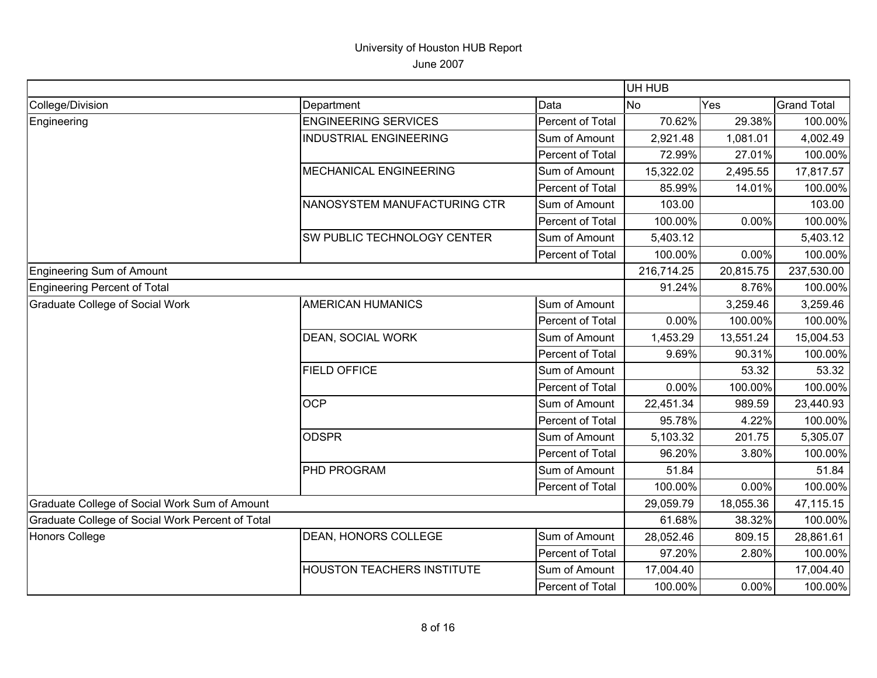# University of Houston HUB Report

June 2007

| | | | UH HUB | | |
|---|---|---|---|---|---|
| College/Division | Department | Data | No | Yes | Grand Total |
| Engineering | ENGINEERING SERVICES | Percent of Total | 70.62% | 29.38% | 100.00% |
| | INDUSTRIAL ENGINEERING | Sum of Amount | 2,921.48 | 1,081.01 | 4,002.49 |
| | | Percent of Total | 72.99% | 27.01% | 100.00% |
| | MECHANICAL ENGINEERING | Sum of Amount | 15,322.02 | 2,495.55 | 17,817.57 |
| | | Percent of Total | 85.99% | 14.01% | 100.00% |
| | NANOSYSTEM MANUFACTURING CTR | Sum of Amount | 103.00 | | 103.00 |
| | | Percent of Total | 100.00% | 0.00% | 100.00% |
| | SW PUBLIC TECHNOLOGY CENTER | Sum of Amount | 5,403.12 | | 5,403.12 |
| | | Percent of Total | 100.00% | 0.00% | 100.00% |
| Engineering Sum of Amount | | | 216,714.25 | 20,815.75 | 237,530.00 |
| Engineering Percent of Total | | | 91.24% | 8.76% | 100.00% |
| Graduate College of Social Work | AMERICAN HUMANICS | Sum of Amount | | 3,259.46 | 3,259.46 |
| | | Percent of Total | 0.00% | 100.00% | 100.00% |
| | DEAN, SOCIAL WORK | Sum of Amount | 1,453.29 | 13,551.24 | 15,004.53 |
| | | Percent of Total | 9.69% | 90.31% | 100.00% |
| | FIELD OFFICE | Sum of Amount | | 53.32 | 53.32 |
| | | Percent of Total | 0.00% | 100.00% | 100.00% |
| | OCP | Sum of Amount | 22,451.34 | 989.59 | 23,440.93 |
| | | Percent of Total | 95.78% | 4.22% | 100.00% |
| | ODSPR | Sum of Amount | 5,103.32 | 201.75 | 5,305.07 |
| | | Percent of Total | 96.20% | 3.80% | 100.00% |
| | PHD PROGRAM | Sum of Amount | 51.84 | | 51.84 |
| | | Percent of Total | 100.00% | 0.00% | 100.00% |
| Graduate College of Social Work Sum of Amount | | | 29,059.79 | 18,055.36 | 47,115.15 |
| Graduate College of Social Work Percent of Total | | | 61.68% | 38.32% | 100.00% |
| Honors College | DEAN, HONORS COLLEGE | Sum of Amount | 28,052.46 | 809.15 | 28,861.61 |
| | | Percent of Total | 97.20% | 2.80% | 100.00% |
| | HOUSTON TEACHERS INSTITUTE | Sum of Amount | 17,004.40 | | 17,004.40 |
| | | Percent of Total | 100.00% | 0.00% | 100.00% |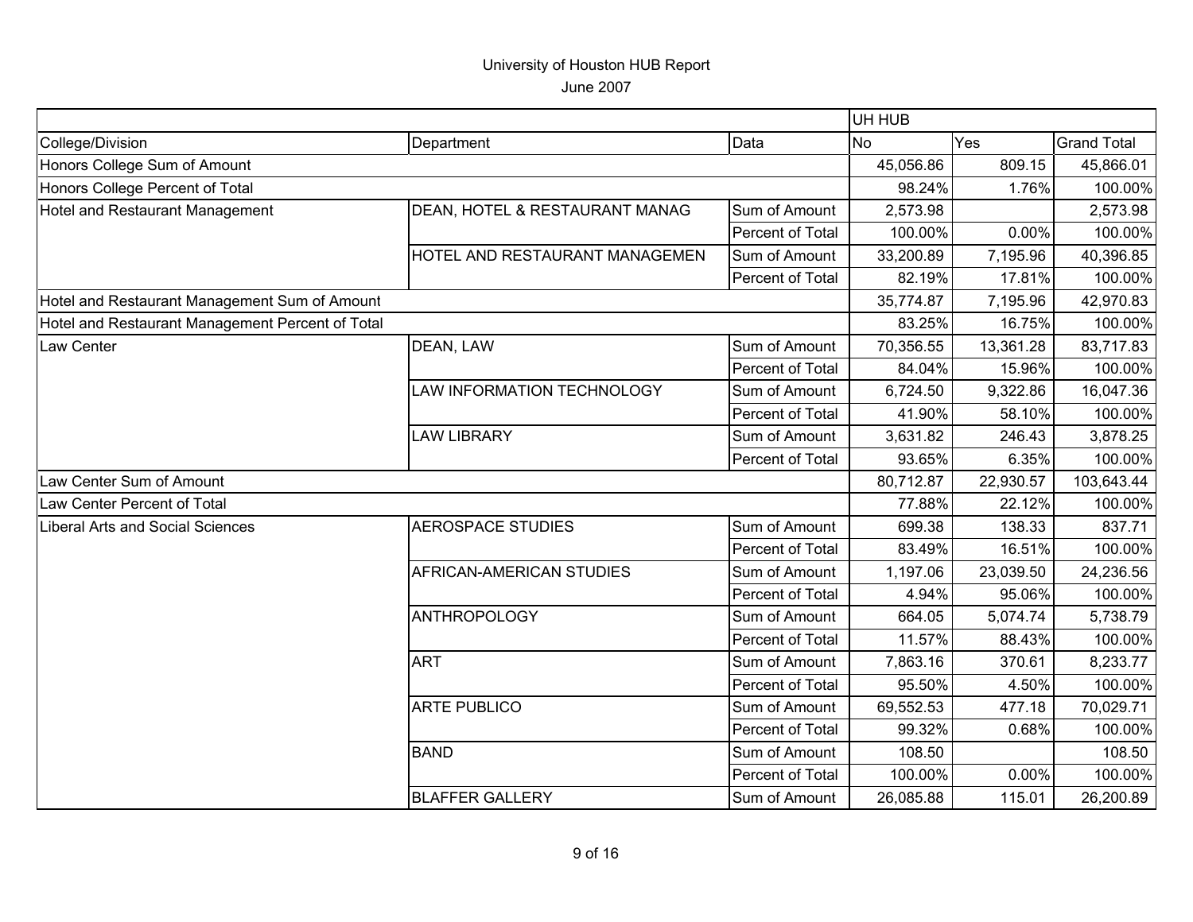# University of Houston HUB Report

June 2007

| | | | UH HUB | | |
|---|---|---|---|---|---|
| College/Division | Department | Data | No | Yes | Grand Total |
| Honors College Sum of Amount | | | 45,056.86 | 809.15 | 45,866.01 |
| Honors College Percent of Total | | | 98.24% | 1.76% | 100.00% |
| Hotel and Restaurant Management | DEAN, HOTEL & RESTAURANT MANAG | Sum of Amount | 2,573.98 | | 2,573.98 |
| | | Percent of Total | 100.00% | 0.00% | 100.00% |
| | HOTEL AND RESTAURANT MANAGEMEN | Sum of Amount | 33,200.89 | 7,195.96 | 40,396.85 |
| | | Percent of Total | 82.19% | 17.81% | 100.00% |
| Hotel and Restaurant Management Sum of Amount | | | 35,774.87 | 7,195.96 | 42,970.83 |
| Hotel and Restaurant Management Percent of Total | | | 83.25% | 16.75% | 100.00% |
| Law Center | DEAN, LAW | Sum of Amount | 70,356.55 | 13,361.28 | 83,717.83 |
| | | Percent of Total | 84.04% | 15.96% | 100.00% |
| | LAW INFORMATION TECHNOLOGY | Sum of Amount | 6,724.50 | 9,322.86 | 16,047.36 |
| | | Percent of Total | 41.90% | 58.10% | 100.00% |
| | LAW LIBRARY | Sum of Amount | 3,631.82 | 246.43 | 3,878.25 |
| | | Percent of Total | 93.65% | 6.35% | 100.00% |
| Law Center Sum of Amount | | | 80,712.87 | 22,930.57 | 103,643.44 |
| Law Center Percent of Total | | | 77.88% | 22.12% | 100.00% |
| Liberal Arts and Social Sciences | AEROSPACE STUDIES | Sum of Amount | 699.38 | 138.33 | 837.71 |
| | | Percent of Total | 83.49% | 16.51% | 100.00% |
| | AFRICAN-AMERICAN STUDIES | Sum of Amount | 1,197.06 | 23,039.50 | 24,236.56 |
| | | Percent of Total | 4.94% | 95.06% | 100.00% |
| | ANTHROPOLOGY | Sum of Amount | 664.05 | 5,074.74 | 5,738.79 |
| | | Percent of Total | 11.57% | 88.43% | 100.00% |
| | ART | Sum of Amount | 7,863.16 | 370.61 | 8,233.77 |
| | | Percent of Total | 95.50% | 4.50% | 100.00% |
| | ARTE PUBLICO | Sum of Amount | 69,552.53 | 477.18 | 70,029.71 |
| | | Percent of Total | 99.32% | 0.68% | 100.00% |
| | BAND | Sum of Amount | 108.50 | | 108.50 |
| | | Percent of Total | 100.00% | 0.00% | 100.00% |
| | BLAFFER GALLERY | Sum of Amount | 26,085.88 | 115.01 | 26,200.89 |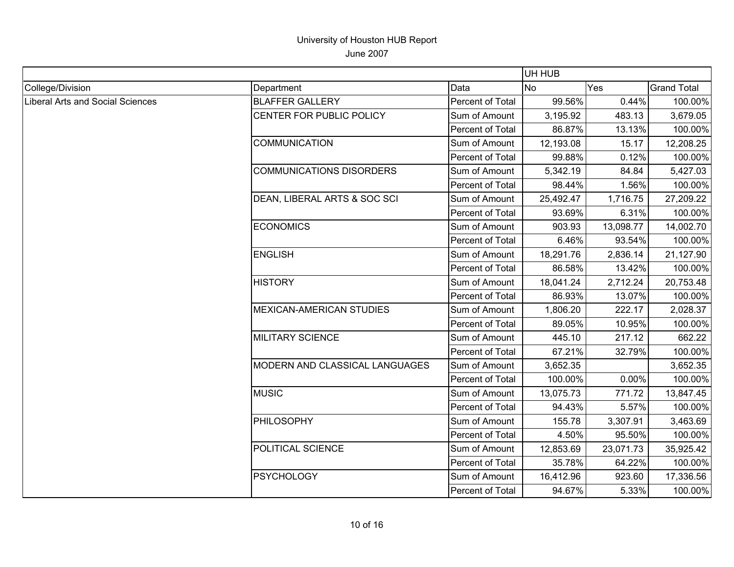# University of Houston HUB Report

June 2007

| | | | UH HUB | | |
|---|---|---|---|---|---|
| College/Division | Department | Data | No | Yes | Grand Total |
| Liberal Arts and Social Sciences | BLAFFER GALLERY | Percent of Total | 99.56% | 0.44% | 100.00% |
| | CENTER FOR PUBLIC POLICY | Sum of Amount | 3,195.92 | 483.13 | 3,679.05 |
| | | Percent of Total | 86.87% | 13.13% | 100.00% |
| | COMMUNICATION | Sum of Amount | 12,193.08 | 15.17 | 12,208.25 |
| | | Percent of Total | 99.88% | 0.12% | 100.00% |
| | COMMUNICATIONS DISORDERS | Sum of Amount | 5,342.19 | 84.84 | 5,427.03 |
| | | Percent of Total | 98.44% | 1.56% | 100.00% |
| | DEAN, LIBERAL ARTS & SOC SCI | Sum of Amount | 25,492.47 | 1,716.75 | 27,209.22 |
| | | Percent of Total | 93.69% | 6.31% | 100.00% |
| | ECONOMICS | Sum of Amount | 903.93 | 13,098.77 | 14,002.70 |
| | | Percent of Total | 6.46% | 93.54% | 100.00% |
| | ENGLISH | Sum of Amount | 18,291.76 | 2,836.14 | 21,127.90 |
| | | Percent of Total | 86.58% | 13.42% | 100.00% |
| | HISTORY | Sum of Amount | 18,041.24 | 2,712.24 | 20,753.48 |
| | | Percent of Total | 86.93% | 13.07% | 100.00% |
| | MEXICAN-AMERICAN STUDIES | Sum of Amount | 1,806.20 | 222.17 | 2,028.37 |
| | | Percent of Total | 89.05% | 10.95% | 100.00% |
| | MILITARY SCIENCE | Sum of Amount | 445.10 | 217.12 | 662.22 |
| | | Percent of Total | 67.21% | 32.79% | 100.00% |
| | MODERN AND CLASSICAL LANGUAGES | Sum of Amount | 3,652.35 | | 3,652.35 |
| | | Percent of Total | 100.00% | 0.00% | 100.00% |
| | MUSIC | Sum of Amount | 13,075.73 | 771.72 | 13,847.45 |
| | | Percent of Total | 94.43% | 5.57% | 100.00% |
| | PHILOSOPHY | Sum of Amount | 155.78 | 3,307.91 | 3,463.69 |
| | | Percent of Total | 4.50% | 95.50% | 100.00% |
| | POLITICAL SCIENCE | Sum of Amount | 12,853.69 | 23,071.73 | 35,925.42 |
| | | Percent of Total | 35.78% | 64.22% | 100.00% |
| | PSYCHOLOGY | Sum of Amount | 16,412.96 | 923.60 | 17,336.56 |
| | | Percent of Total | 94.67% | 5.33% | 100.00% |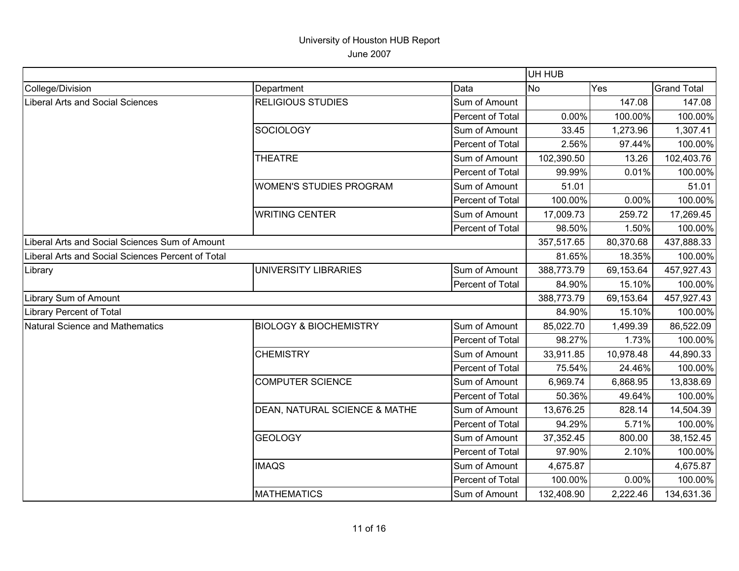University of Houston HUB Report

June 2007

| | | | UH HUB | | |
|---|---|---|---|---|---|
| College/Division | Department | Data | No | Yes | Grand Total |
| Liberal Arts and Social Sciences | RELIGIOUS STUDIES | Sum of Amount | | 147.08 | 147.08 |
| | | Percent of Total | 0.00% | 100.00% | 100.00% |
| | SOCIOLOGY | Sum of Amount | 33.45 | 1,273.96 | 1,307.41 |
| | | Percent of Total | 2.56% | 97.44% | 100.00% |
| | THEATRE | Sum of Amount | 102,390.50 | 13.26 | 102,403.76 |
| | | Percent of Total | 99.99% | 0.01% | 100.00% |
| | WOMEN'S STUDIES PROGRAM | Sum of Amount | 51.01 | | 51.01 |
| | | Percent of Total | 100.00% | 0.00% | 100.00% |
| | WRITING CENTER | Sum of Amount | 17,009.73 | 259.72 | 17,269.45 |
| | | Percent of Total | 98.50% | 1.50% | 100.00% |
| Liberal Arts and Social Sciences Sum of Amount | | | 357,517.65 | 80,370.68 | 437,888.33 |
| Liberal Arts and Social Sciences Percent of Total | | | 81.65% | 18.35% | 100.00% |
| Library | UNIVERSITY LIBRARIES | Sum of Amount | 388,773.79 | 69,153.64 | 457,927.43 |
| | | Percent of Total | 84.90% | 15.10% | 100.00% |
| Library Sum of Amount | | | 388,773.79 | 69,153.64 | 457,927.43 |
| Library Percent of Total | | | 84.90% | 15.10% | 100.00% |
| Natural Science and Mathematics | BIOLOGY & BIOCHEMISTRY | Sum of Amount | 85,022.70 | 1,499.39 | 86,522.09 |
| | | Percent of Total | 98.27% | 1.73% | 100.00% |
| | CHEMISTRY | Sum of Amount | 33,911.85 | 10,978.48 | 44,890.33 |
| | | Percent of Total | 75.54% | 24.46% | 100.00% |
| | COMPUTER SCIENCE | Sum of Amount | 6,969.74 | 6,868.95 | 13,838.69 |
| | | Percent of Total | 50.36% | 49.64% | 100.00% |
| | DEAN, NATURAL SCIENCE & MATHE | Sum of Amount | 13,676.25 | 828.14 | 14,504.39 |
| | | Percent of Total | 94.29% | 5.71% | 100.00% |
| | GEOLOGY | Sum of Amount | 37,352.45 | 800.00 | 38,152.45 |
| | | Percent of Total | 97.90% | 2.10% | 100.00% |
| | IMAQS | Sum of Amount | 4,675.87 | | 4,675.87 |
| | | Percent of Total | 100.00% | 0.00% | 100.00% |
| | MATHEMATICS | Sum of Amount | 132,408.90 | 2,222.46 | 134,631.36 |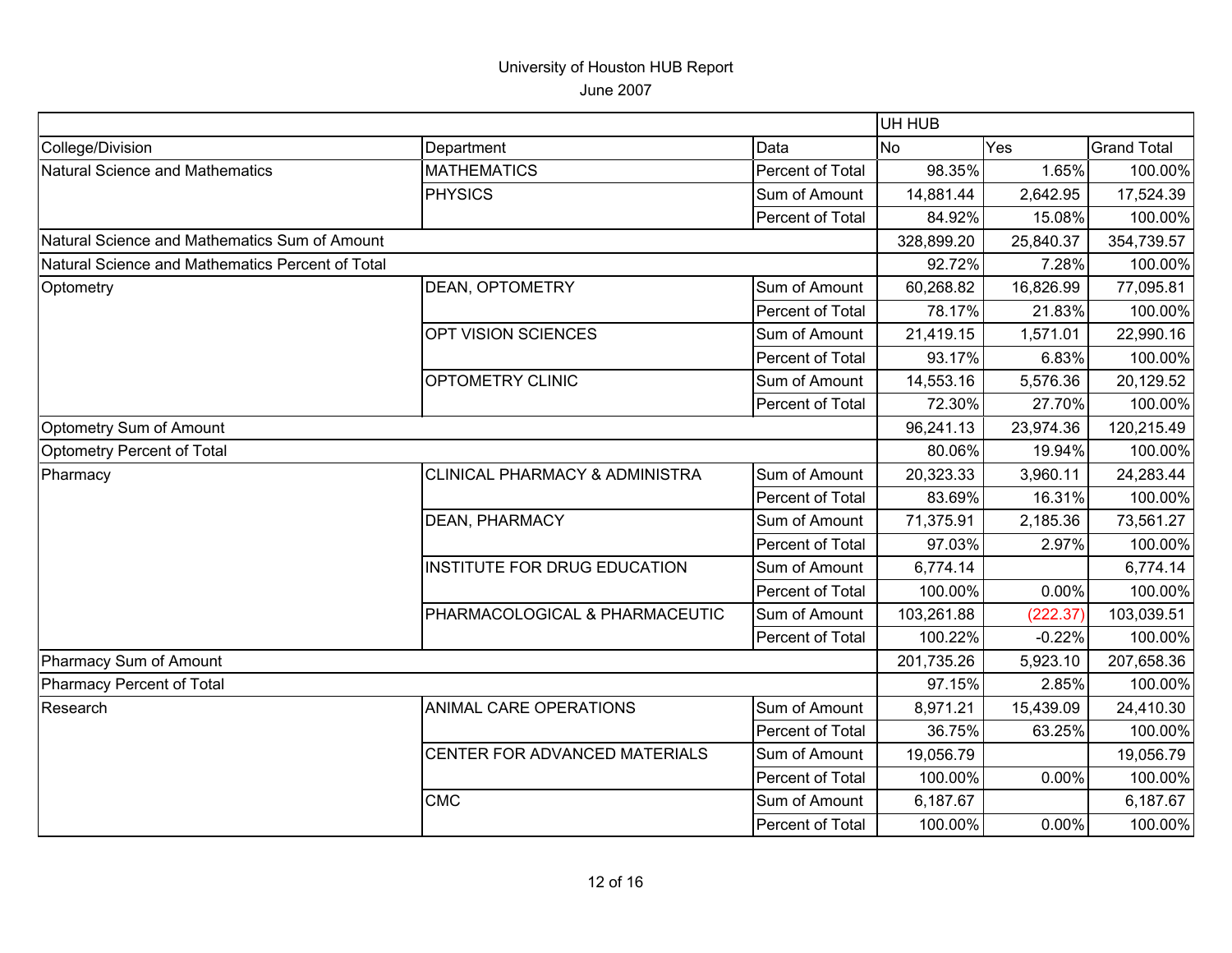University of Houston HUB Report

June 2007

| | | | UH HUB | | |
|---|---|---|---|---|---|
| College/Division | Department | Data | No | Yes | Grand Total |
| Natural Science and Mathematics | MATHEMATICS | Percent of Total | 98.35% | 1.65% | 100.00% |
| | PHYSICS | Sum of Amount | 14,881.44 | 2,642.95 | 17,524.39 |
| | | Percent of Total | 84.92% | 15.08% | 100.00% |
| Natural Science and Mathematics Sum of Amount | | | 328,899.20 | 25,840.37 | 354,739.57 |
| Natural Science and Mathematics Percent of Total | | | 92.72% | 7.28% | 100.00% |
| Optometry | DEAN, OPTOMETRY | Sum of Amount | 60,268.82 | 16,826.99 | 77,095.81 |
| | | Percent of Total | 78.17% | 21.83% | 100.00% |
| | OPT VISION SCIENCES | Sum of Amount | 21,419.15 | 1,571.01 | 22,990.16 |
| | | Percent of Total | 93.17% | 6.83% | 100.00% |
| | OPTOMETRY CLINIC | Sum of Amount | 14,553.16 | 5,576.36 | 20,129.52 |
| | | Percent of Total | 72.30% | 27.70% | 100.00% |
| Optometry Sum of Amount | | | 96,241.13 | 23,974.36 | 120,215.49 |
| Optometry Percent of Total | | | 80.06% | 19.94% | 100.00% |
| Pharmacy | CLINICAL PHARMACY & ADMINISTRA | Sum of Amount | 20,323.33 | 3,960.11 | 24,283.44 |
| | | Percent of Total | 83.69% | 16.31% | 100.00% |
| | DEAN, PHARMACY | Sum of Amount | 71,375.91 | 2,185.36 | 73,561.27 |
| | | Percent of Total | 97.03% | 2.97% | 100.00% |
| | INSTITUTE FOR DRUG EDUCATION | Sum of Amount | 6,774.14 | | 6,774.14 |
| | | Percent of Total | 100.00% | 0.00% | 100.00% |
| | PHARMACOLOGICAL & PHARMACEUTIC | Sum of Amount | 103,261.88 | (222.37) | 103,039.51 |
| | | Percent of Total | 100.22% | -0.22% | 100.00% |
| Pharmacy Sum of Amount | | | 201,735.26 | 5,923.10 | 207,658.36 |
| Pharmacy Percent of Total | | | 97.15% | 2.85% | 100.00% |
| Research | ANIMAL CARE OPERATIONS | Sum of Amount | 8,971.21 | 15,439.09 | 24,410.30 |
| | | Percent of Total | 36.75% | 63.25% | 100.00% |
| | CENTER FOR ADVANCED MATERIALS | Sum of Amount | 19,056.79 | | 19,056.79 |
| | | Percent of Total | 100.00% | 0.00% | 100.00% |
| | CMC | Sum of Amount | 6,187.67 | | 6,187.67 |
| | | Percent of Total | 100.00% | 0.00% | 100.00% |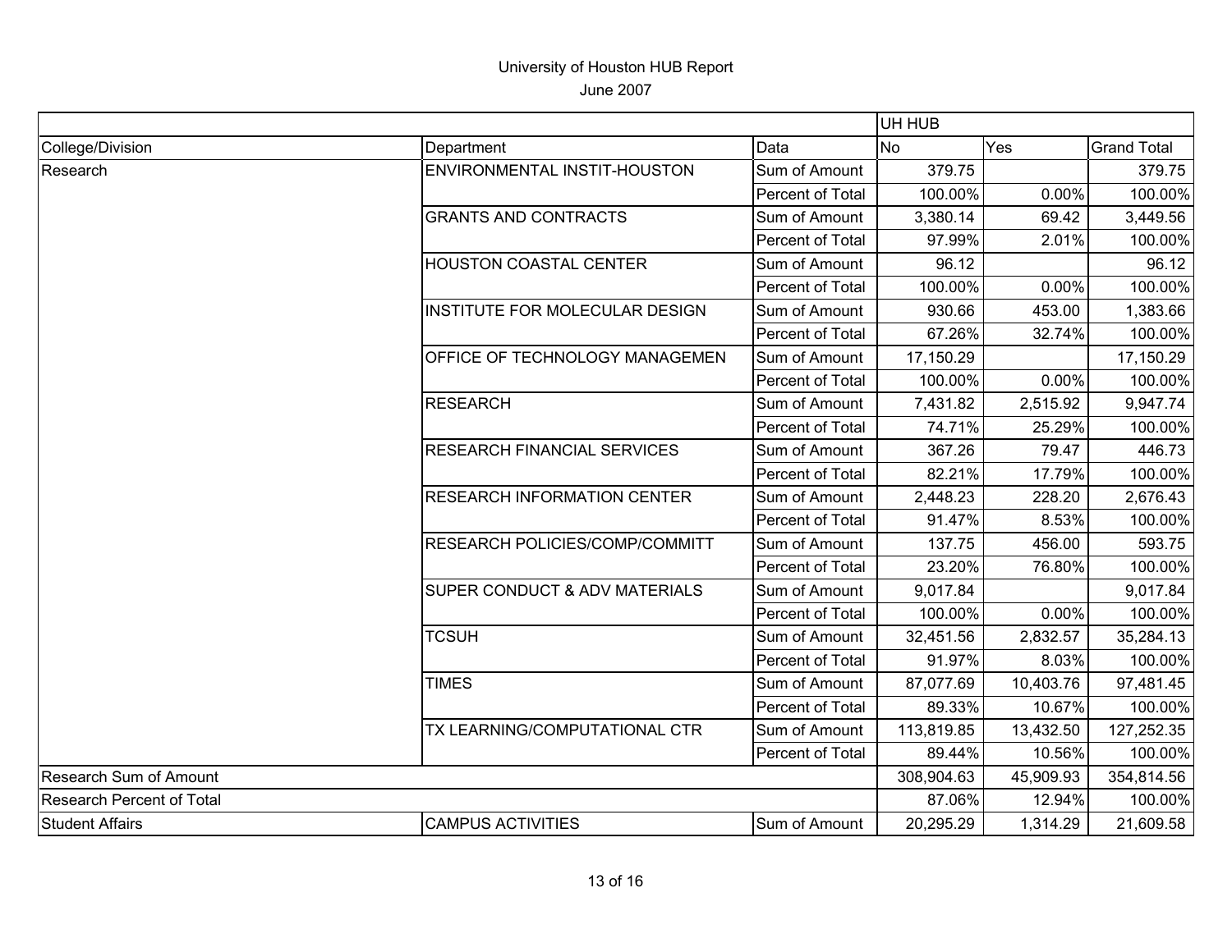# University of Houston HUB Report

June 2007

| | | | UH HUB | | |
|---|---|---|---|---|---|
| College/Division | Department | Data | No | Yes | Grand Total |
| Research | ENVIRONMENTAL INSTIT-HOUSTON | Sum of Amount | 379.75 | | 379.75 |
| | | Percent of Total | 100.00% | 0.00% | 100.00% |
| | GRANTS AND CONTRACTS | Sum of Amount | 3,380.14 | 69.42 | 3,449.56 |
| | | Percent of Total | 97.99% | 2.01% | 100.00% |
| | HOUSTON COASTAL CENTER | Sum of Amount | 96.12 | | 96.12 |
| | | Percent of Total | 100.00% | 0.00% | 100.00% |
| | INSTITUTE FOR MOLECULAR DESIGN | Sum of Amount | 930.66 | 453.00 | 1,383.66 |
| | | Percent of Total | 67.26% | 32.74% | 100.00% |
| | OFFICE OF TECHNOLOGY MANAGEMEN | Sum of Amount | 17,150.29 | | 17,150.29 |
| | | Percent of Total | 100.00% | 0.00% | 100.00% |
| | RESEARCH | Sum of Amount | 7,431.82 | 2,515.92 | 9,947.74 |
| | | Percent of Total | 74.71% | 25.29% | 100.00% |
| | RESEARCH FINANCIAL SERVICES | Sum of Amount | 367.26 | 79.47 | 446.73 |
| | | Percent of Total | 82.21% | 17.79% | 100.00% |
| | RESEARCH INFORMATION CENTER | Sum of Amount | 2,448.23 | 228.20 | 2,676.43 |
| | | Percent of Total | 91.47% | 8.53% | 100.00% |
| | RESEARCH POLICIES/COMP/COMMITT | Sum of Amount | 137.75 | 456.00 | 593.75 |
| | | Percent of Total | 23.20% | 76.80% | 100.00% |
| | SUPER CONDUCT & ADV MATERIALS | Sum of Amount | 9,017.84 | | 9,017.84 |
| | | Percent of Total | 100.00% | 0.00% | 100.00% |
| | TCSUH | Sum of Amount | 32,451.56 | 2,832.57 | 35,284.13 |
| | | Percent of Total | 91.97% | 8.03% | 100.00% |
| | TIMES | Sum of Amount | 87,077.69 | 10,403.76 | 97,481.45 |
| | | Percent of Total | 89.33% | 10.67% | 100.00% |
| | TX LEARNING/COMPUTATIONAL CTR | Sum of Amount | 113,819.85 | 13,432.50 | 127,252.35 |
| | | Percent of Total | 89.44% | 10.56% | 100.00% |
| Research Sum of Amount | | | 308,904.63 | 45,909.93 | 354,814.56 |
| Research Percent of Total | | | 87.06% | 12.94% | 100.00% |
| Student Affairs | CAMPUS ACTIVITIES | Sum of Amount | 20,295.29 | 1,314.29 | 21,609.58 |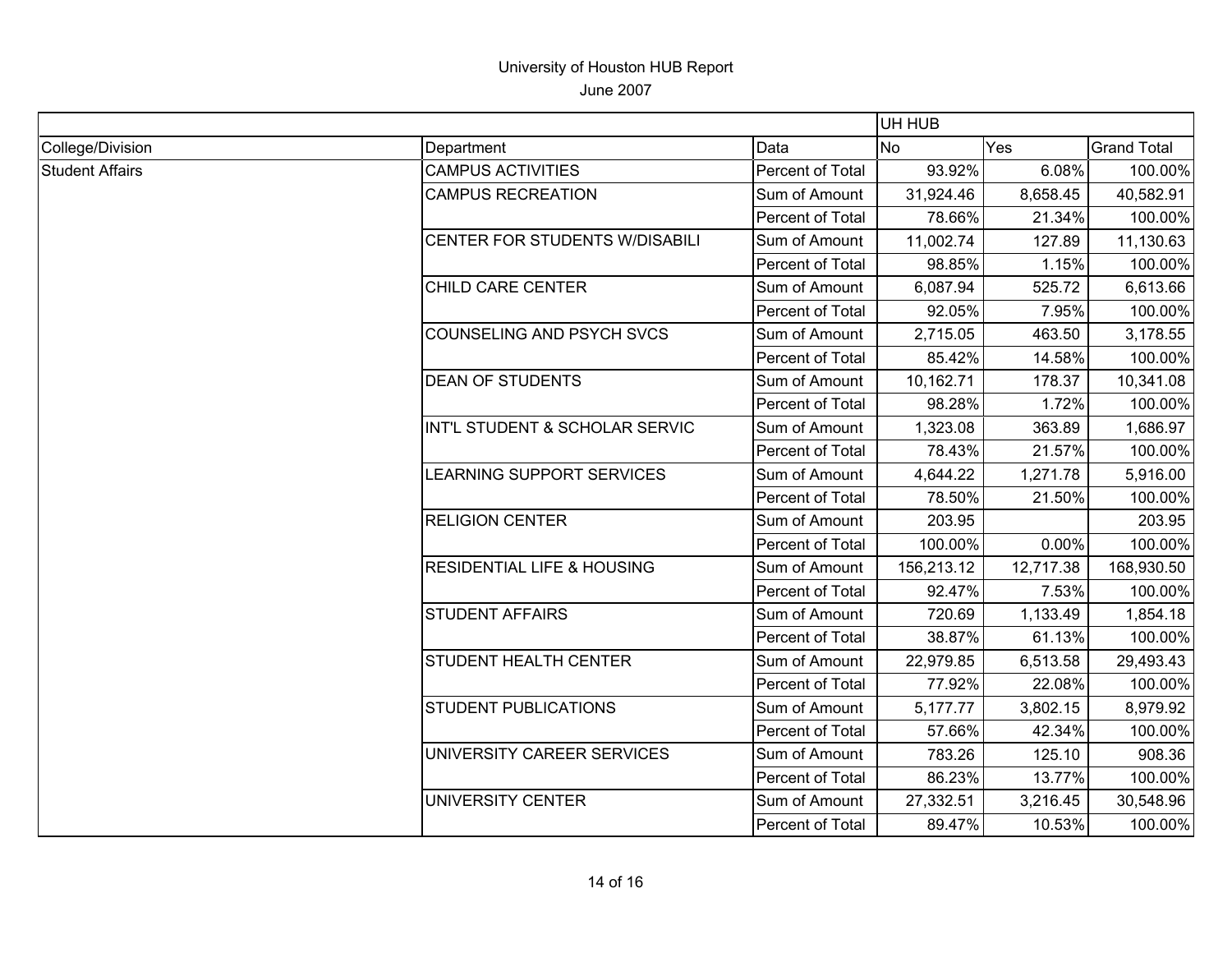# University of Houston HUB Report

June 2007

| | | | UH HUB | | |
|---|---|---|---|---|---|
| College/Division | Department | Data | No | Yes | Grand Total |
| Student Affairs | CAMPUS ACTIVITIES | Percent of Total | 93.92% | 6.08% | 100.00% |
| | CAMPUS RECREATION | Sum of Amount | 31,924.46 | 8,658.45 | 40,582.91 |
| | | Percent of Total | 78.66% | 21.34% | 100.00% |
| | CENTER FOR STUDENTS W/DISABILI | Sum of Amount | 11,002.74 | 127.89 | 11,130.63 |
| | | Percent of Total | 98.85% | 1.15% | 100.00% |
| | CHILD CARE CENTER | Sum of Amount | 6,087.94 | 525.72 | 6,613.66 |
| | | Percent of Total | 92.05% | 7.95% | 100.00% |
| | COUNSELING AND PSYCH SVCS | Sum of Amount | 2,715.05 | 463.50 | 3,178.55 |
| | | Percent of Total | 85.42% | 14.58% | 100.00% |
| | DEAN OF STUDENTS | Sum of Amount | 10,162.71 | 178.37 | 10,341.08 |
| | | Percent of Total | 98.28% | 1.72% | 100.00% |
| | INT'L STUDENT & SCHOLAR SERVIC | Sum of Amount | 1,323.08 | 363.89 | 1,686.97 |
| | | Percent of Total | 78.43% | 21.57% | 100.00% |
| | LEARNING SUPPORT SERVICES | Sum of Amount | 4,644.22 | 1,271.78 | 5,916.00 |
| | | Percent of Total | 78.50% | 21.50% | 100.00% |
| | RELIGION CENTER | Sum of Amount | 203.95 | | 203.95 |
| | | Percent of Total | 100.00% | 0.00% | 100.00% |
| | RESIDENTIAL LIFE & HOUSING | Sum of Amount | 156,213.12 | 12,717.38 | 168,930.50 |
| | | Percent of Total | 92.47% | 7.53% | 100.00% |
| | STUDENT AFFAIRS | Sum of Amount | 720.69 | 1,133.49 | 1,854.18 |
| | | Percent of Total | 38.87% | 61.13% | 100.00% |
| | STUDENT HEALTH CENTER | Sum of Amount | 22,979.85 | 6,513.58 | 29,493.43 |
| | | Percent of Total | 77.92% | 22.08% | 100.00% |
| | STUDENT PUBLICATIONS | Sum of Amount | 5,177.77 | 3,802.15 | 8,979.92 |
| | | Percent of Total | 57.66% | 42.34% | 100.00% |
| | UNIVERSITY CAREER SERVICES | Sum of Amount | 783.26 | 125.10 | 908.36 |
| | | Percent of Total | 86.23% | 13.77% | 100.00% |
| | UNIVERSITY CENTER | Sum of Amount | 27,332.51 | 3,216.45 | 30,548.96 |
| | | Percent of Total | 89.47% | 10.53% | 100.00% |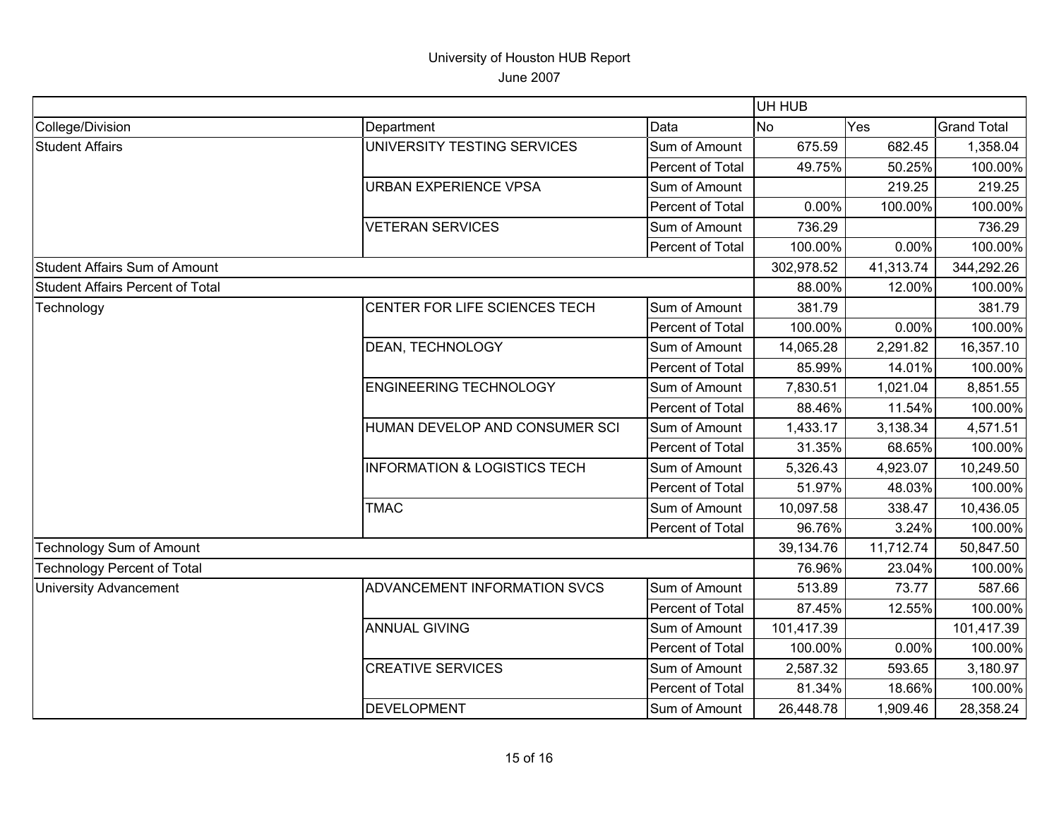University of Houston HUB Report
June 2007

| | | | UH HUB | | |
|---|---|---|---|---|---|
| College/Division | Department | Data | No | Yes | Grand Total |
| Student Affairs | UNIVERSITY TESTING SERVICES | Sum of Amount | 675.59 | 682.45 | 1,358.04 |
| | | Percent of Total | 49.75% | 50.25% | 100.00% |
| | URBAN EXPERIENCE VPSA | Sum of Amount | | 219.25 | 219.25 |
| | | Percent of Total | 0.00% | 100.00% | 100.00% |
| | VETERAN SERVICES | Sum of Amount | 736.29 | | 736.29 |
| | | Percent of Total | 100.00% | 0.00% | 100.00% |
| Student Affairs Sum of Amount | | | 302,978.52 | 41,313.74 | 344,292.26 |
| Student Affairs Percent of Total | | | 88.00% | 12.00% | 100.00% |
| Technology | CENTER FOR LIFE SCIENCES TECH | Sum of Amount | 381.79 | | 381.79 |
| | | Percent of Total | 100.00% | 0.00% | 100.00% |
| | DEAN, TECHNOLOGY | Sum of Amount | 14,065.28 | 2,291.82 | 16,357.10 |
| | | Percent of Total | 85.99% | 14.01% | 100.00% |
| | ENGINEERING TECHNOLOGY | Sum of Amount | 7,830.51 | 1,021.04 | 8,851.55 |
| | | Percent of Total | 88.46% | 11.54% | 100.00% |
| | HUMAN DEVELOP AND CONSUMER SCI | Sum of Amount | 1,433.17 | 3,138.34 | 4,571.51 |
| | | Percent of Total | 31.35% | 68.65% | 100.00% |
| | INFORMATION & LOGISTICS TECH | Sum of Amount | 5,326.43 | 4,923.07 | 10,249.50 |
| | | Percent of Total | 51.97% | 48.03% | 100.00% |
| | TMAC | Sum of Amount | 10,097.58 | 338.47 | 10,436.05 |
| | | Percent of Total | 96.76% | 3.24% | 100.00% |
| Technology Sum of Amount | | | 39,134.76 | 11,712.74 | 50,847.50 |
| Technology Percent of Total | | | 76.96% | 23.04% | 100.00% |
| University Advancement | ADVANCEMENT INFORMATION SVCS | Sum of Amount | 513.89 | 73.77 | 587.66 |
| | | Percent of Total | 87.45% | 12.55% | 100.00% |
| | ANNUAL GIVING | Sum of Amount | 101,417.39 | | 101,417.39 |
| | | Percent of Total | 100.00% | 0.00% | 100.00% |
| | CREATIVE SERVICES | Sum of Amount | 2,587.32 | 593.65 | 3,180.97 |
| | | Percent of Total | 81.34% | 18.66% | 100.00% |
| | DEVELOPMENT | Sum of Amount | 26,448.78 | 1,909.46 | 28,358.24 |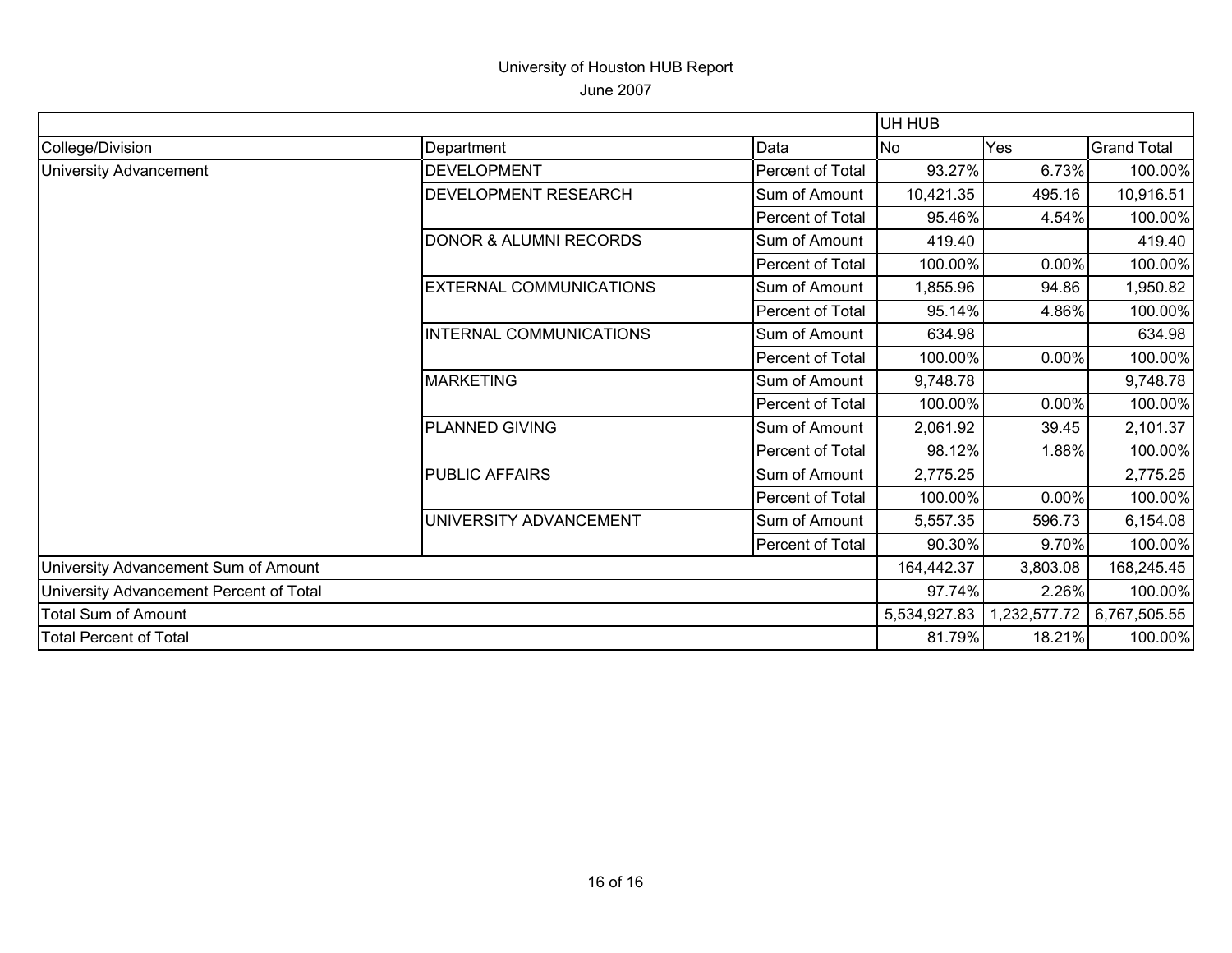University of Houston HUB Report

June 2007

| | | | UH HUB | | |
|---|---|---|---|---|---|
| College/Division | Department | Data | No | Yes | Grand Total |
| University Advancement | DEVELOPMENT | Percent of Total | 93.27% | 6.73% | 100.00% |
| | DEVELOPMENT RESEARCH | Sum of Amount | 10,421.35 | 495.16 | 10,916.51 |
| | | Percent of Total | 95.46% | 4.54% | 100.00% |
| | DONOR & ALUMNI RECORDS | Sum of Amount | 419.40 | | 419.40 |
| | | Percent of Total | 100.00% | 0.00% | 100.00% |
| | EXTERNAL COMMUNICATIONS | Sum of Amount | 1,855.96 | 94.86 | 1,950.82 |
| | | Percent of Total | 95.14% | 4.86% | 100.00% |
| | INTERNAL COMMUNICATIONS | Sum of Amount | 634.98 | | 634.98 |
| | | Percent of Total | 100.00% | 0.00% | 100.00% |
| | MARKETING | Sum of Amount | 9,748.78 | | 9,748.78 |
| | | Percent of Total | 100.00% | 0.00% | 100.00% |
| | PLANNED GIVING | Sum of Amount | 2,061.92 | 39.45 | 2,101.37 |
| | | Percent of Total | 98.12% | 1.88% | 100.00% |
| | PUBLIC AFFAIRS | Sum of Amount | 2,775.25 | | 2,775.25 |
| | | Percent of Total | 100.00% | 0.00% | 100.00% |
| | UNIVERSITY ADVANCEMENT | Sum of Amount | 5,557.35 | 596.73 | 6,154.08 |
| | | Percent of Total | 90.30% | 9.70% | 100.00% |
| University Advancement Sum of Amount | | | 164,442.37 | 3,803.08 | 168,245.45 |
| University Advancement Percent of Total | | | 97.74% | 2.26% | 100.00% |
| Total Sum of Amount | | | 5,534,927.83 | 1,232,577.72 | 6,767,505.55 |
| Total Percent of Total | | | 81.79% | 18.21% | 100.00% |